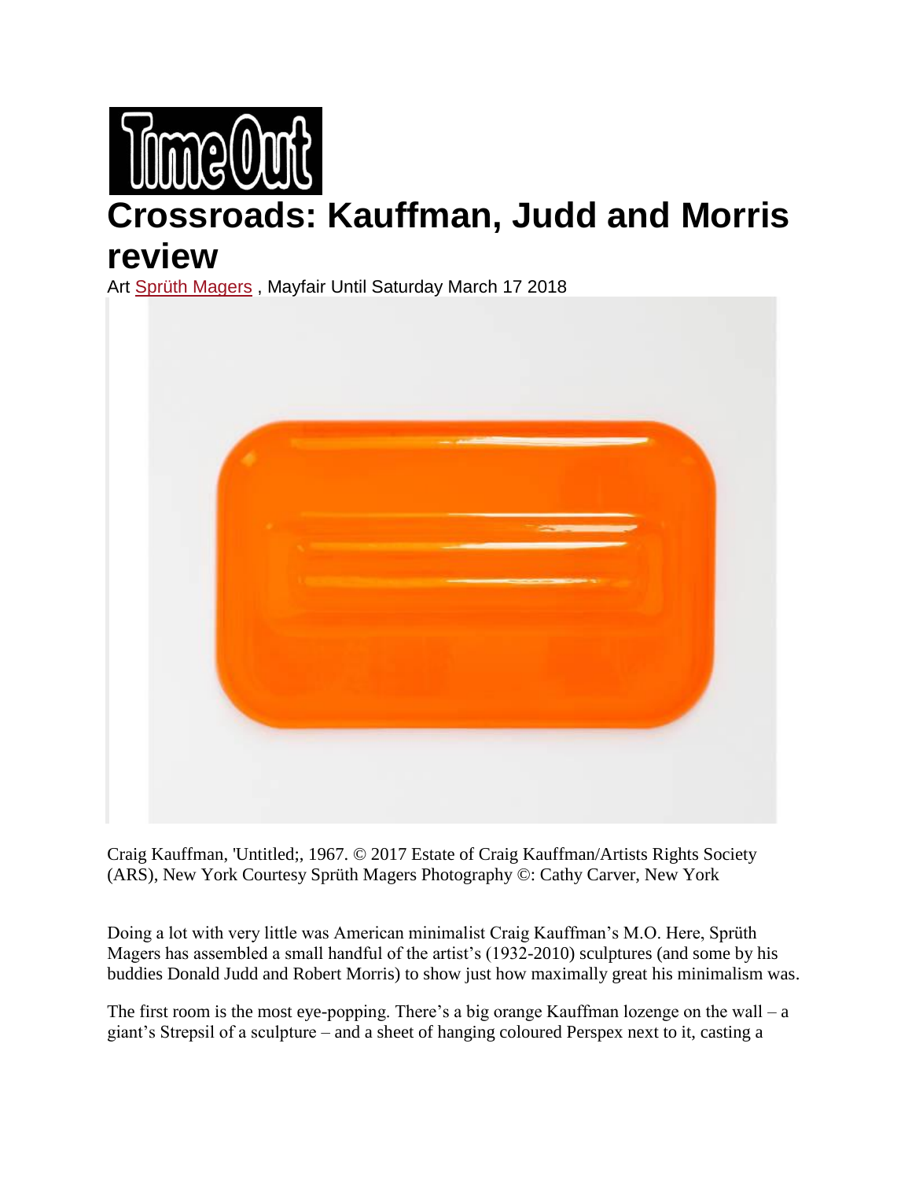# Crossroads: Kauffman, Judd and Morris review

Art [Sprüth Magers](), Mayfair Until Saturday March 17 2018

Craig Kauffman, 'Untitled;, 1967. © 2017 Estate of Craig Kauffman/Artists Rights Society (ARS), New York Courtesy Sprüth Magers Photography ©: Cathy Carver, New York

Doing a lot with very little was American minimalist Craig Kauffman's M.O. Here, Sprüth Magers has assembled a small handful of the artist's (1932-2010) sculptures (and some by his buddies Donald Judd and Robert Morris) to show just how maximally great his minimalism was.

The first room is the most eye-popping. There's a big orange Kauffman lozenge on the wall – a giant's Strepsil of a sculpture – and a sheet of hanging coloured Perspex next to it, casting a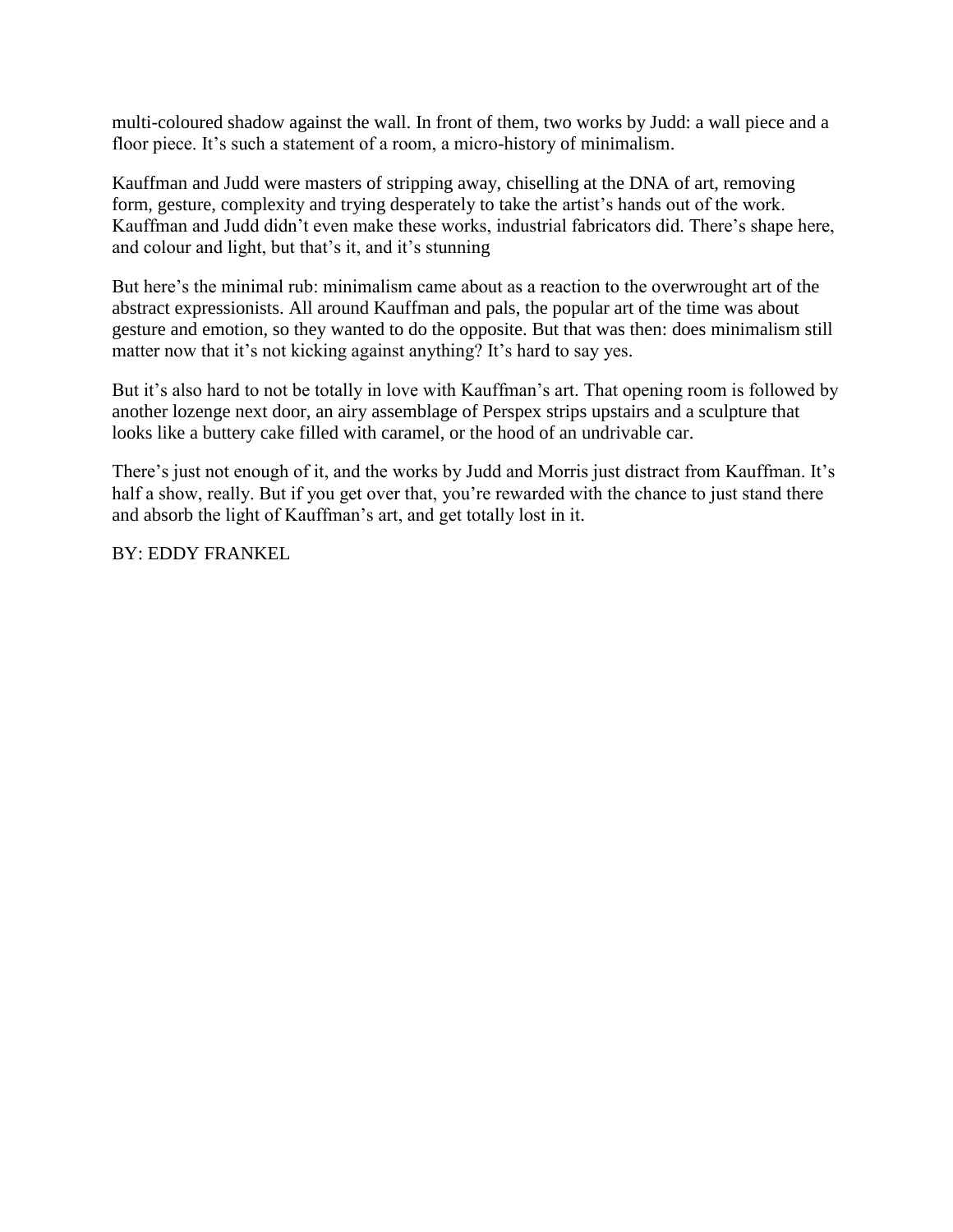multi-coloured shadow against the wall. In front of them, two works by Judd: a wall piece and a floor piece. It's such a statement of a room, a micro-history of minimalism.

Kauffman and Judd were masters of stripping away, chiselling at the DNA of art, removing form, gesture, complexity and trying desperately to take the artist's hands out of the work. Kauffman and Judd didn't even make these works, industrial fabricators did. There's shape here, and colour and light, but that's it, and it's stunning

But here's the minimal rub: minimalism came about as a reaction to the overwrought art of the abstract expressionists. All around Kauffman and pals, the popular art of the time was about gesture and emotion, so they wanted to do the opposite. But that was then: does minimalism still matter now that it's not kicking against anything? It's hard to say yes.

But it's also hard to not be totally in love with Kauffman's art. That opening room is followed by another lozenge next door, an airy assemblage of Perspex strips upstairs and a sculpture that looks like a buttery cake filled with caramel, or the hood of an undrivable car.

There's just not enough of it, and the works by Judd and Morris just distract from Kauffman. It's half a show, really. But if you get over that, you're rewarded with the chance to just stand there and absorb the light of Kauffman's art, and get totally lost in it.

BY: EDDY FRANKEL